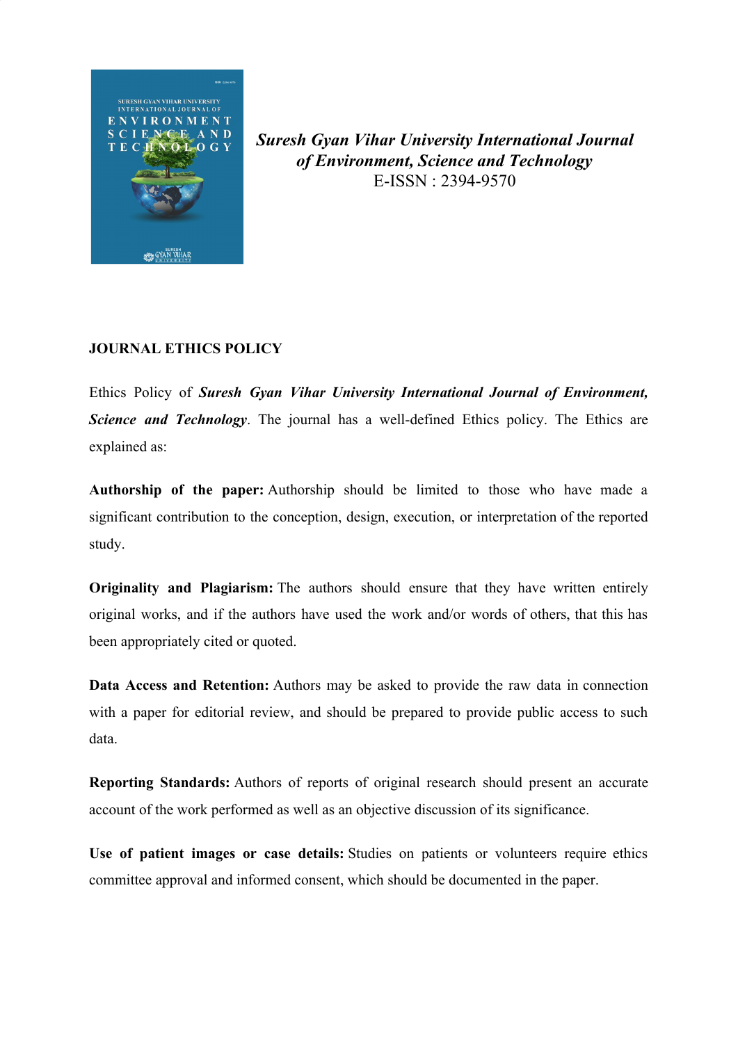*Suresh Gyan Vihar University International Journal of Environment, Science and Technology*
E-ISSN : 2394-9570

**JOURNAL ETHICS POLICY**

Ethics Policy of ***Suresh Gyan Vihar University International Journal of Environment, Science and Technology***. The journal has a well-defined Ethics policy. The Ethics are explained as:

**Authorship of the paper:** Authorship should be limited to those who have made a significant contribution to the conception, design, execution, or interpretation of the reported study.

**Originality and Plagiarism:** The authors should ensure that they have written entirely original works, and if the authors have used the work and/or words of others, that this has been appropriately cited or quoted.

**Data Access and Retention:** Authors may be asked to provide the raw data in connection with a paper for editorial review, and should be prepared to provide public access to such data.

**Reporting Standards:** Authors of reports of original research should present an accurate account of the work performed as well as an objective discussion of its significance.

**Use of patient images or case details:** Studies on patients or volunteers require ethics committee approval and informed consent, which should be documented in the paper.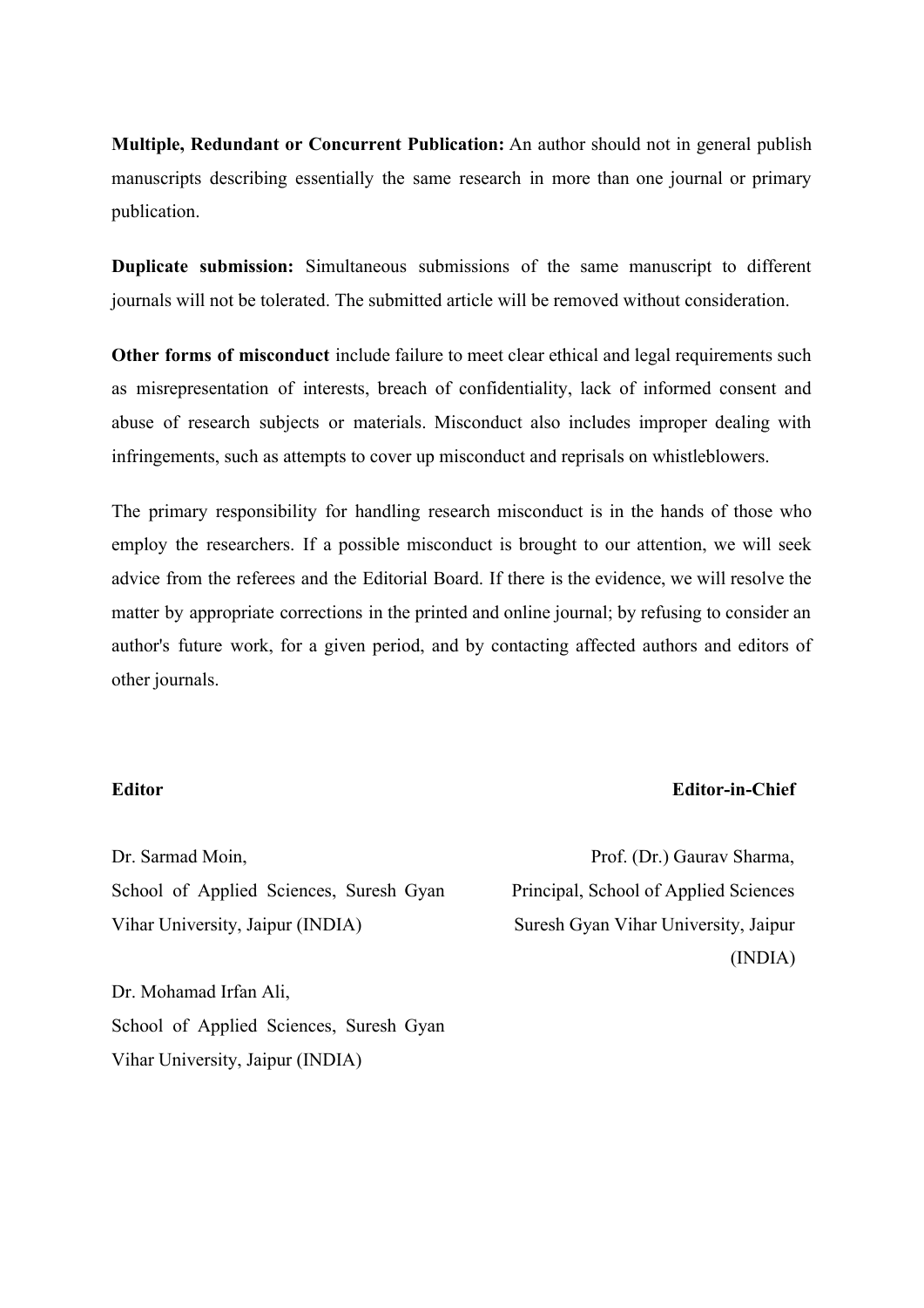**Multiple, Redundant or Concurrent Publication:** An author should not in general publish manuscripts describing essentially the same research in more than one journal or primary publication.

**Duplicate submission:** Simultaneous submissions of the same manuscript to different journals will not be tolerated. The submitted article will be removed without consideration.

**Other forms of misconduct** include failure to meet clear ethical and legal requirements such as misrepresentation of interests, breach of confidentiality, lack of informed consent and abuse of research subjects or materials. Misconduct also includes improper dealing with infringements, such as attempts to cover up misconduct and reprisals on whistleblowers.

The primary responsibility for handling research misconduct is in the hands of those who employ the researchers. If a possible misconduct is brought to our attention, we will seek advice from the referees and the Editorial Board. If there is the evidence, we will resolve the matter by appropriate corrections in the printed and online journal; by refusing to consider an author's future work, for a given period, and by contacting affected authors and editors of other journals.

**Editor**

Dr. Sarmad Moin,
School of Applied Sciences, Suresh Gyan Vihar University, Jaipur (INDIA)

Dr. Mohamad Irfan Ali,
School of Applied Sciences, Suresh Gyan Vihar University, Jaipur (INDIA)

**Editor-in-Chief**

Prof. (Dr.) Gaurav Sharma,
Principal, School of Applied Sciences
Suresh Gyan Vihar University, Jaipur (INDIA)